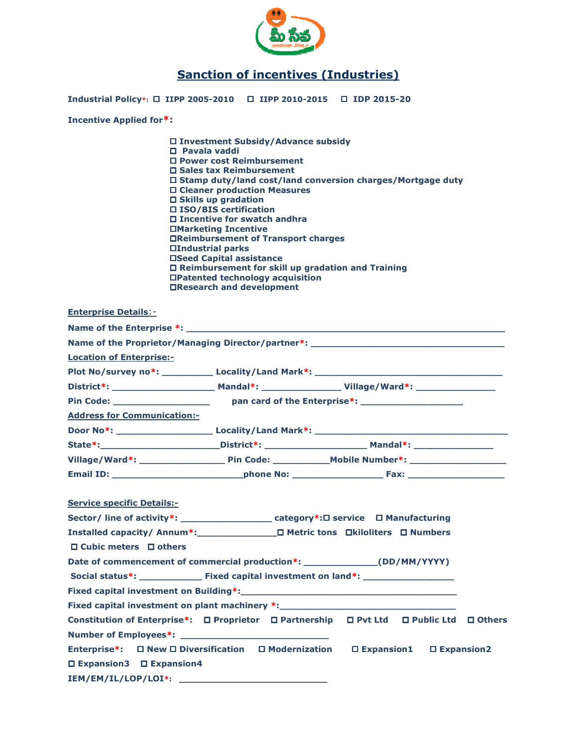# Sanction of incentives (Industries)

**Industrial Policy*:** ☐ **IIPP 2005-2010** ☐ **IIPP 2010-2015** ☐ **IDP 2015-20**

**Incentive Applied for*:**

- ☐ **Investment Subsidy/Advance subsidy**
- ☐ **Pavala vaddi**
- ☐ **Power cost Reimbursement**
- ☐ **Sales tax Reimbursement**
- ☐ **Stamp duty/land cost/land conversion charges/Mortgage duty**
- ☐ **Cleaner production Measures**
- ☐ **Skills up gradation**
- ☐ **ISO/BIS certification**
- ☐ **Incentive for swatch andhra**
- ☐ **Marketing Incentive**
- ☐ **Reimbursement of Transport charges**
- ☐ **Industrial parks**
- ☐ **Seed Capital assistance**
- ☐ **Reimbursement for skill up gradation and Training**
- ☐ **Patented technology acquisition**
- ☐ **Research and development**

**Enterprise Details**:-

**Name of the Enterprise *:** ______________________________________________

**Name of the Proprietor/Managing Director/partner*:** ______________________________

**Location of Enterprise:-**

**Plot No/survey no*:** __________ **Locality/Land Mark*:** ______________________________

**District*:** ____________________ **Mandal*:** _______________ **Village/Ward*:** _______________

**Pin Code:** ___________________ **pan card of the Enterprise*:** ____________________

**Address for Communication:-**

**Door No*:** __________________ **Locality/Land Mark*:** ______________________________

**State*:**______________________**District*:** ___________________ **Mandal*:** _______________

**Village/Ward*:** ________________ **Pin Code:** __________**Mobile Number*:** __________________

**Email ID:** ________________________**phone No:** _________________ **Fax:** __________________

**Service specific Details:-**

**Sector/ line of activity*:** _________________ **category*:** ☐ **service** ☐ **Manufacturing**

**Installed capacity/ Annum*:**_______________ ☐ **Metric tons** ☐**kiloliters** ☐ **Numbers** ☐ **Cubic meters** ☐ **others**

**Date of commencement of commercial production*:** _____________**(DD/MM/YYYY)**

**Social status*:** ____________ **Fixed capital investment on land*:** _________________

**Fixed capital investment on Building*:**________________________________________

**Fixed capital investment on plant machinery *:**________________________________

**Constitution of Enterprise*:** ☐ **Proprietor** ☐ **Partnership** ☐ **Pvt Ltd** ☐ **Public Ltd** ☐ **Others**

**Number of Employees*:** ____________________________

**Enterprise*:** ☐ **New** ☐ **Diversification** ☐ **Modernization** ☐ **Expansion1** ☐ **Expansion2** ☐ **Expansion3** ☐ **Expansion4**

**IEM/EM/IL/LOP/LOI*:** ____________________________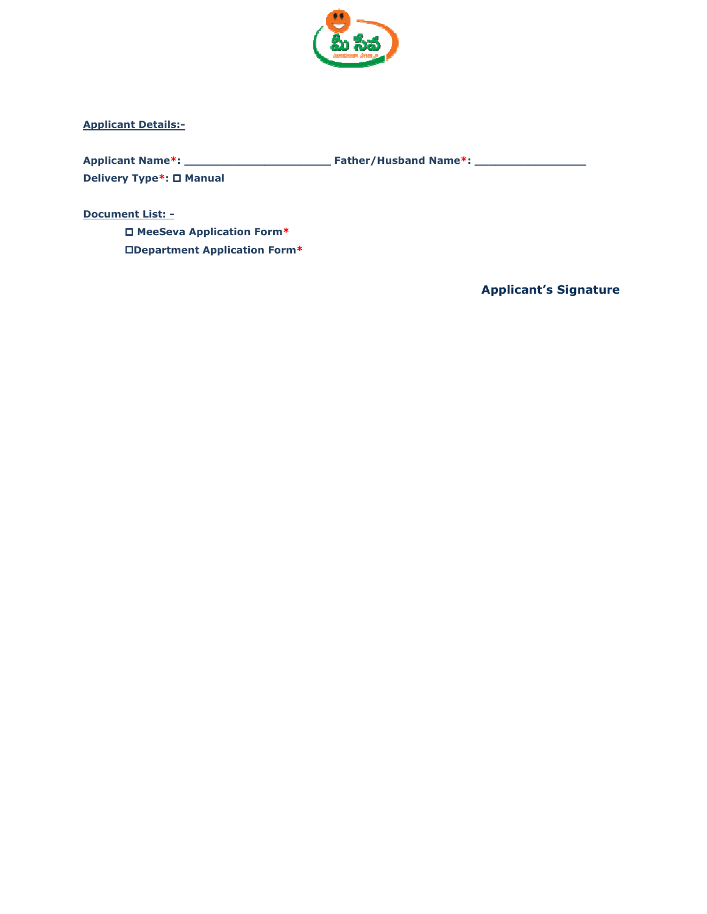**Applicant Details:-**

**Applicant Name*: ______________________ Father/Husband Name*: _________________**

**Delivery Type*: ☐ Manual**

**Document List: -**

- ☐ **MeeSeva Application Form***
- ☐ **Department Application Form***

**Applicant's Signature**